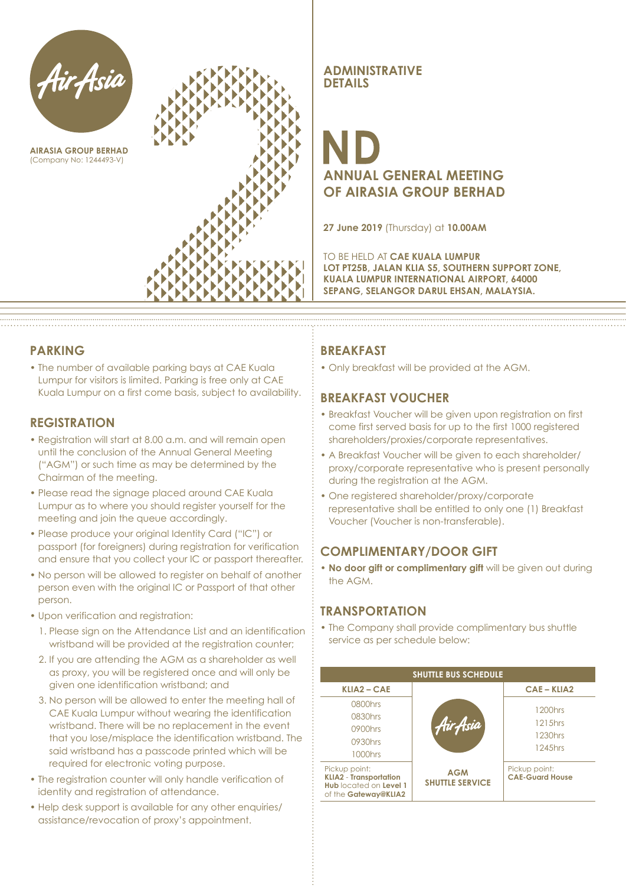AirAsia

**AIRASIA GROUP BERHAD**
(Company No: 1244493-V)

# ADMINISTRATIVE DETAILS

## 2ND ANNUAL GENERAL MEETING OF AIRASIA GROUP BERHAD

**27 June 2019** (Thursday) at **10.00AM**

TO BE HELD AT **CAE KUALA LUMPUR LOT PT25B, JALAN KLIA S5, SOUTHERN SUPPORT ZONE, KUALA LUMPUR INTERNATIONAL AIRPORT, 64000 SEPANG, SELANGOR DARUL EHSAN, MALAYSIA.**

## PARKING

- The number of available parking bays at CAE Kuala Lumpur for visitors is limited. Parking is free only at CAE Kuala Lumpur on a first come basis, subject to availability.

## REGISTRATION

- Registration will start at 8.00 a.m. and will remain open until the conclusion of the Annual General Meeting ("AGM") or such time as may be determined by the Chairman of the meeting.
- Please read the signage placed around CAE Kuala Lumpur as to where you should register yourself for the meeting and join the queue accordingly.
- Please produce your original Identity Card ("IC") or passport (for foreigners) during registration for verification and ensure that you collect your IC or passport thereafter.
- No person will be allowed to register on behalf of another person even with the original IC or Passport of that other person.
- Upon verification and registration:
  1. Please sign on the Attendance List and an identification wristband will be provided at the registration counter;
  2. If you are attending the AGM as a shareholder as well as proxy, you will be registered once and will only be given one identification wristband; and
  3. No person will be allowed to enter the meeting hall of CAE Kuala Lumpur without wearing the identification wristband. There will be no replacement in the event that you lose/misplace the identification wristband. The said wristband has a passcode printed which will be required for electronic voting purpose.
- The registration counter will only handle verification of identity and registration of attendance.
- Help desk support is available for any other enquiries/ assistance/revocation of proxy's appointment.

## BREAKFAST

- Only breakfast will be provided at the AGM.

## BREAKFAST VOUCHER

- Breakfast Voucher will be given upon registration on first come first served basis for up to the first 1000 registered shareholders/proxies/corporate representatives.
- A Breakfast Voucher will be given to each shareholder/ proxy/corporate representative who is present personally during the registration at the AGM.
- One registered shareholder/proxy/corporate representative shall be entitled to only one (1) Breakfast Voucher (Voucher is non-transferable).

## COMPLIMENTARY/DOOR GIFT

- **No door gift or complimentary gift** will be given out during the AGM.

## TRANSPORTATION

- The Company shall provide complimentary bus shuttle service as per schedule below:

| SHUTTLE BUS SCHEDULE | | |
|---|---|---|
| **KLIA2 – CAE** | AirAsia | **CAE – KLIA2** |
| 0800hrs<br>0830hrs<br>0900hrs<br>0930hrs<br>1000hrs | | 1200hrs<br>1215hrs<br>1230hrs<br>1245hrs |
| Pickup point:<br>**KLIA2** - **Transportation Hub** located on **Level 1** of the **Gateway@KLIA2** | **AGM SHUTTLE SERVICE** | Pickup point:<br>**CAE-Guard House** |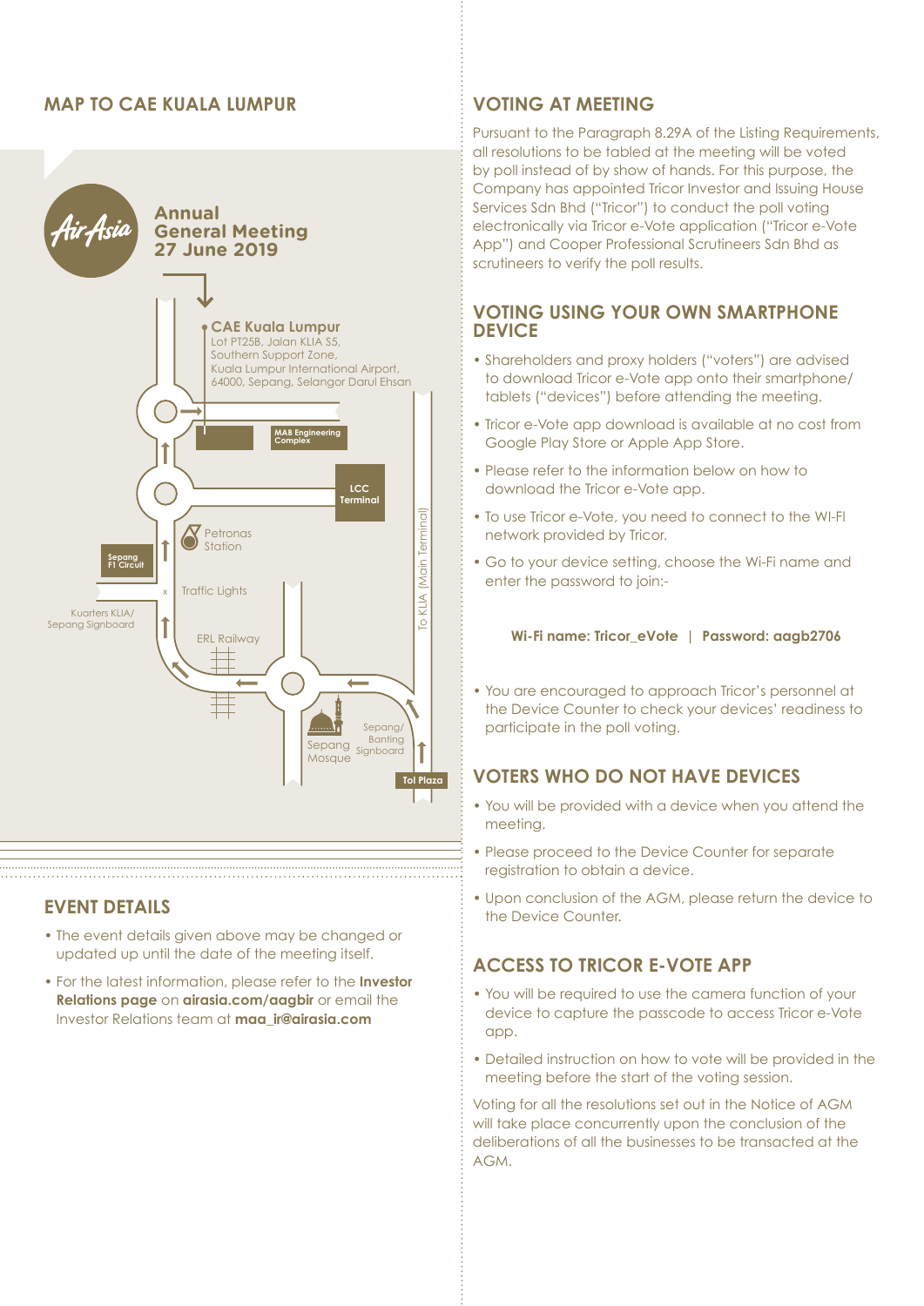## MAP TO CAE KUALA LUMPUR

**Annual General Meeting 27 June 2019**

**CAE Kuala Lumpur**
Lot PT25B, Jalan KLIA S5,
Southern Support Zone,
Kuala Lumpur International Airport,
64000, Sepang, Selangor Darul Ehsan

MAB Engineering Complex

LCC Terminal

Petronas Station

Sepang F1 Circuit

Traffic Lights

Kuarters KLIA/ Sepang Signboard

ERL Railway

To KLIA (Main Terminal)

Sepang Mosque

Sepang/ Banting Signboard

Tol Plaza

## EVENT DETAILS

- The event details given above may be changed or updated up until the date of the meeting itself.
- For the latest information, please refer to the **Investor Relations page** on **airasia.com/aagbir** or email the Investor Relations team at **maa_ir@airasia.com**

## VOTING AT MEETING

Pursuant to the Paragraph 8.29A of the Listing Requirements, all resolutions to be tabled at the meeting will be voted by poll instead of by show of hands. For this purpose, the Company has appointed Tricor Investor and Issuing House Services Sdn Bhd ("Tricor") to conduct the poll voting electronically via Tricor e-Vote application ("Tricor e-Vote App") and Cooper Professional Scrutineers Sdn Bhd as scrutineers to verify the poll results.

## VOTING USING YOUR OWN SMARTPHONE DEVICE

- Shareholders and proxy holders ("voters") are advised to download Tricor e-Vote app onto their smartphone/ tablets ("devices") before attending the meeting.
- Tricor e-Vote app download is available at no cost from Google Play Store or Apple App Store.
- Please refer to the information below on how to download the Tricor e-Vote app.
- To use Tricor e-Vote, you need to connect to the WI-FI network provided by Tricor.
- Go to your device setting, choose the Wi-Fi name and enter the password to join:-

**Wi-Fi name: Tricor_eVote | Password: aagb2706**

- You are encouraged to approach Tricor's personnel at the Device Counter to check your devices' readiness to participate in the poll voting.

## VOTERS WHO DO NOT HAVE DEVICES

- You will be provided with a device when you attend the meeting.
- Please proceed to the Device Counter for separate registration to obtain a device.
- Upon conclusion of the AGM, please return the device to the Device Counter.

## ACCESS TO TRICOR E-VOTE APP

- You will be required to use the camera function of your device to capture the passcode to access Tricor e-Vote app.
- Detailed instruction on how to vote will be provided in the meeting before the start of the voting session.

Voting for all the resolutions set out in the Notice of AGM will take place concurrently upon the conclusion of the deliberations of all the businesses to be transacted at the AGM.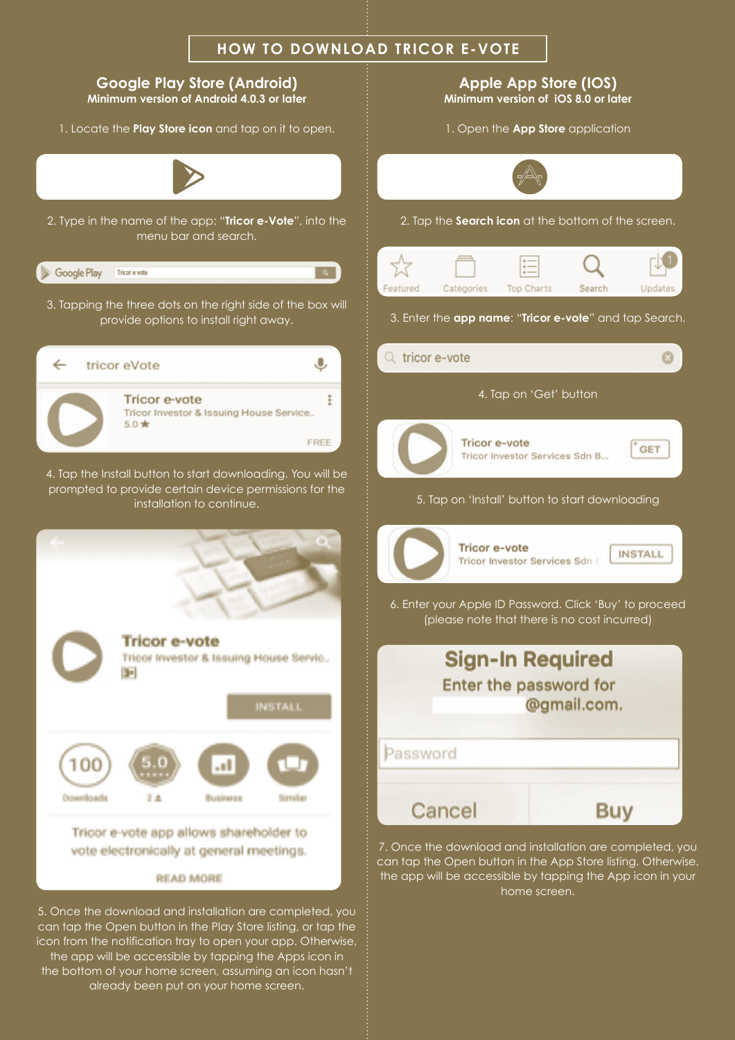# HOW TO DOWNLOAD TRICOR E-VOTE

## Google Play Store (Android)

**Minimum version of Android 4.0.3 or later**

1. Locate the **Play Store icon** and tap on it to open.

2. Type in the name of the app: "**Tricor e-Vote**", into the menu bar and search.

3. Tapping the three dots on the right side of the box will provide options to install right away.

4. Tap the Install button to start downloading. You will be prompted to provide certain device permissions for the installation to continue.

5. Once the download and installation are completed, you can tap the Open button in the Play Store listing, or tap the icon from the notification tray to open your app. Otherwise, the app will be accessible by tapping the Apps icon in the bottom of your home screen, assuming an icon hasn't already been put on your home screen.

## Apple App Store (IOS)

**Minimum version of iOS 8.0 or later**

1. Open the **App Store** application

2. Tap the **Search icon** at the bottom of the screen.

3. Enter the **app name**: "**Tricor e-vote**" and tap Search.

4. Tap on 'Get' button

5. Tap on 'Install' button to start downloading

6. Enter your Apple ID Password. Click 'Buy' to proceed (please note that there is no cost incurred)

7. Once the download and installation are completed, you can tap the Open button in the App Store listing. Otherwise, the app will be accessible by tapping the App icon in your home screen.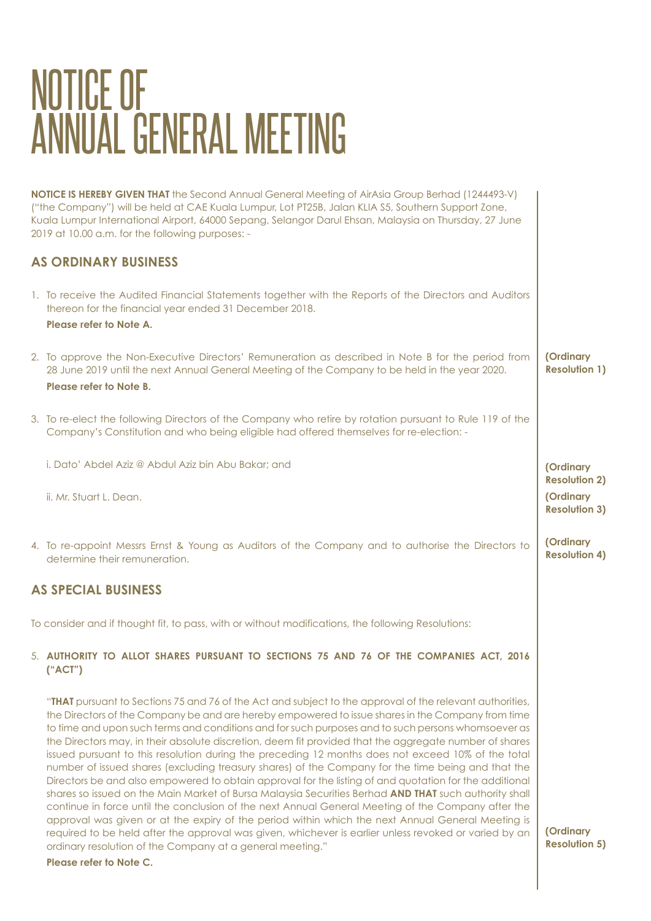# NOTICE OF ANNUAL GENERAL MEETING

**NOTICE IS HEREBY GIVEN THAT** the Second Annual General Meeting of AirAsia Group Berhad (1244493-V) ("the Company") will be held at CAE Kuala Lumpur, Lot PT25B, Jalan KLIA S5, Southern Support Zone, Kuala Lumpur International Airport, 64000 Sepang, Selangor Darul Ehsan, Malaysia on Thursday, 27 June 2019 at 10.00 a.m. for the following purposes: -

## AS ORDINARY BUSINESS

1. To receive the Audited Financial Statements together with the Reports of the Directors and Auditors thereon for the financial year ended 31 December 2018.
   **Please refer to Note A.**

2. To approve the Non-Executive Directors' Remuneration as described in Note B for the period from 28 June 2019 until the next Annual General Meeting of the Company to be held in the year 2020. **(Ordinary Resolution 1)**
   **Please refer to Note B.**

3. To re-elect the following Directors of the Company who retire by rotation pursuant to Rule 119 of the Company's Constitution and who being eligible had offered themselves for re-election: -

   i. Dato' Abdel Aziz @ Abdul Aziz bin Abu Bakar; and **(Ordinary Resolution 2)**

   ii. Mr. Stuart L. Dean. **(Ordinary Resolution 3)**

4. To re-appoint Messrs Ernst & Young as Auditors of the Company and to authorise the Directors to determine their remuneration. **(Ordinary Resolution 4)**

## AS SPECIAL BUSINESS

To consider and if thought fit, to pass, with or without modifications, the following Resolutions:

5. **AUTHORITY TO ALLOT SHARES PURSUANT TO SECTIONS 75 AND 76 OF THE COMPANIES ACT, 2016 ("ACT")**

   "**THAT** pursuant to Sections 75 and 76 of the Act and subject to the approval of the relevant authorities, the Directors of the Company be and are hereby empowered to issue shares in the Company from time to time and upon such terms and conditions and for such purposes and to such persons whomsoever as the Directors may, in their absolute discretion, deem fit provided that the aggregate number of shares issued pursuant to this resolution during the preceding 12 months does not exceed 10% of the total number of issued shares (excluding treasury shares) of the Company for the time being and that the Directors be and also empowered to obtain approval for the listing of and quotation for the additional shares so issued on the Main Market of Bursa Malaysia Securities Berhad **AND THAT** such authority shall continue in force until the conclusion of the next Annual General Meeting of the Company after the approval was given or at the expiry of the period within which the next Annual General Meeting is required to be held after the approval was given, whichever is earlier unless revoked or varied by an ordinary resolution of the Company at a general meeting." **(Ordinary Resolution 5)**

   **Please refer to Note C.**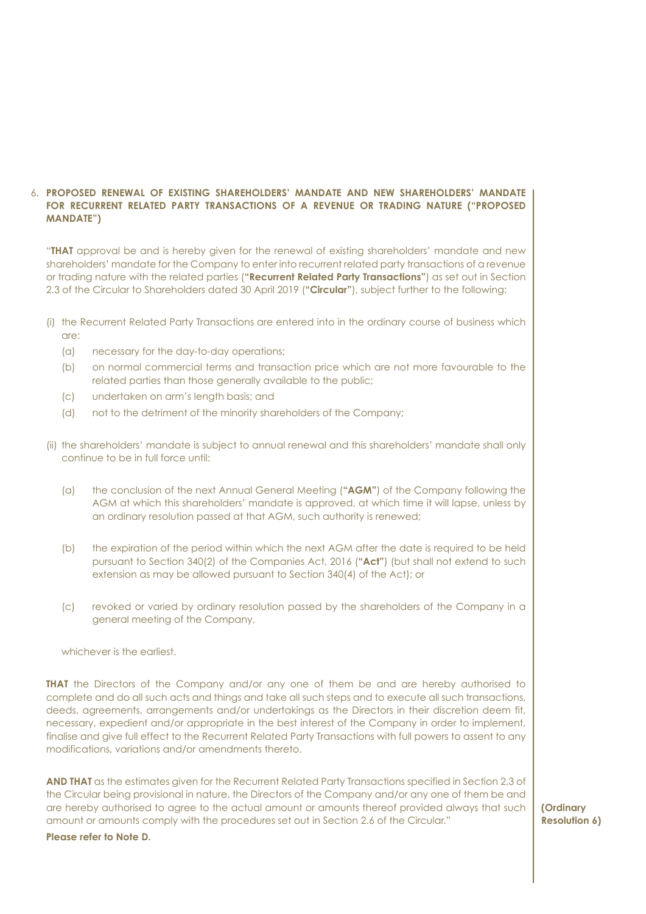6. **PROPOSED RENEWAL OF EXISTING SHAREHOLDERS' MANDATE AND NEW SHAREHOLDERS' MANDATE FOR RECURRENT RELATED PARTY TRANSACTIONS OF A REVENUE OR TRADING NATURE ("PROPOSED MANDATE")**

"**THAT** approval be and is hereby given for the renewal of existing shareholders' mandate and new shareholders' mandate for the Company to enter into recurrent related party transactions of a revenue or trading nature with the related parties (**"Recurrent Related Party Transactions"**) as set out in Section 2.3 of the Circular to Shareholders dated 30 April 2019 (**"Circular"**), subject further to the following:

(i) the Recurrent Related Party Transactions are entered into in the ordinary course of business which are:

  (a) necessary for the day-to-day operations;

  (b) on normal commercial terms and transaction price which are not more favourable to the related parties than those generally available to the public;

  (c) undertaken on arm's length basis; and

  (d) not to the detriment of the minority shareholders of the Company;

(ii) the shareholders' mandate is subject to annual renewal and this shareholders' mandate shall only continue to be in full force until:

  (a) the conclusion of the next Annual General Meeting (**"AGM"**) of the Company following the AGM at which this shareholders' mandate is approved, at which time it will lapse, unless by an ordinary resolution passed at that AGM, such authority is renewed;

  (b) the expiration of the period within which the next AGM after the date is required to be held pursuant to Section 340(2) of the Companies Act, 2016 (**"Act"**) (but shall not extend to such extension as may be allowed pursuant to Section 340(4) of the Act); or

  (c) revoked or varied by ordinary resolution passed by the shareholders of the Company in a general meeting of the Company,

whichever is the earliest.

**THAT** the Directors of the Company and/or any one of them be and are hereby authorised to complete and do all such acts and things and take all such steps and to execute all such transactions, deeds, agreements, arrangements and/or undertakings as the Directors in their discretion deem fit, necessary, expedient and/or appropriate in the best interest of the Company in order to implement, finalise and give full effect to the Recurrent Related Party Transactions with full powers to assent to any modifications, variations and/or amendments thereto.

**AND THAT** as the estimates given for the Recurrent Related Party Transactions specified in Section 2.3 of the Circular being provisional in nature, the Directors of the Company and/or any one of them be and are hereby authorised to agree to the actual amount or amounts thereof provided always that such amount or amounts comply with the procedures set out in Section 2.6 of the Circular."

**(Ordinary Resolution 6)**

**Please refer to Note D.**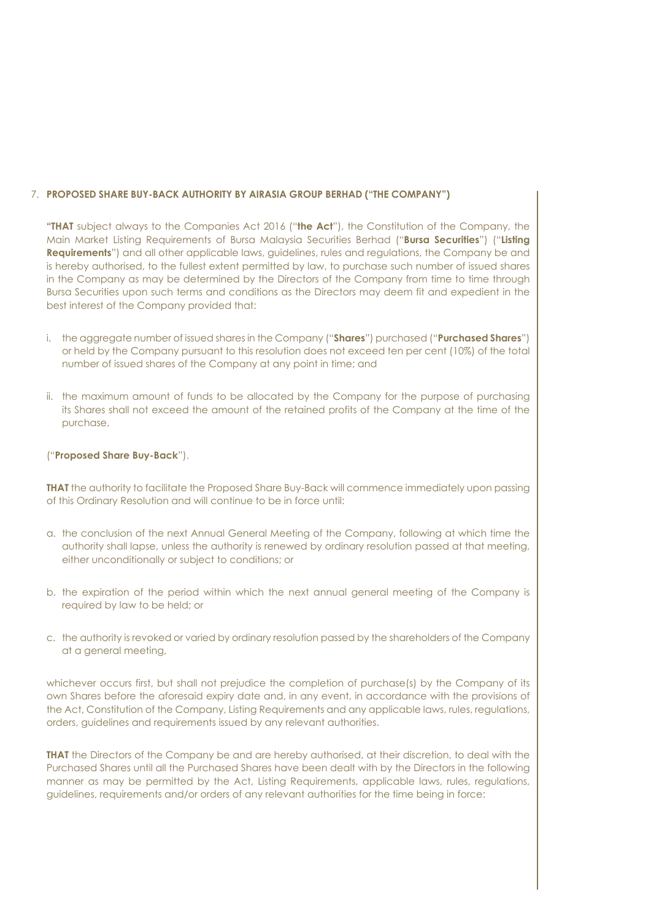7. **PROPOSED SHARE BUY-BACK AUTHORITY BY AIRASIA GROUP BERHAD ("THE COMPANY")**

**"THAT** subject always to the Companies Act 2016 ("**the Act**"), the Constitution of the Company, the Main Market Listing Requirements of Bursa Malaysia Securities Berhad ("**Bursa Securities**") ("**Listing Requirements**") and all other applicable laws, guidelines, rules and regulations, the Company be and is hereby authorised, to the fullest extent permitted by law, to purchase such number of issued shares in the Company as may be determined by the Directors of the Company from time to time through Bursa Securities upon such terms and conditions as the Directors may deem fit and expedient in the best interest of the Company provided that:

i. the aggregate number of issued shares in the Company ("**Shares**") purchased ("**Purchased Shares**") or held by the Company pursuant to this resolution does not exceed ten per cent (10%) of the total number of issued shares of the Company at any point in time; and

ii. the maximum amount of funds to be allocated by the Company for the purpose of purchasing its Shares shall not exceed the amount of the retained profits of the Company at the time of the purchase,

("**Proposed Share Buy-Back**").

**THAT** the authority to facilitate the Proposed Share Buy-Back will commence immediately upon passing of this Ordinary Resolution and will continue to be in force until:

a. the conclusion of the next Annual General Meeting of the Company, following at which time the authority shall lapse, unless the authority is renewed by ordinary resolution passed at that meeting, either unconditionally or subject to conditions; or

b. the expiration of the period within which the next annual general meeting of the Company is required by law to be held; or

c. the authority is revoked or varied by ordinary resolution passed by the shareholders of the Company at a general meeting,

whichever occurs first, but shall not prejudice the completion of purchase(s) by the Company of its own Shares before the aforesaid expiry date and, in any event, in accordance with the provisions of the Act, Constitution of the Company, Listing Requirements and any applicable laws, rules, regulations, orders, guidelines and requirements issued by any relevant authorities.

**THAT** the Directors of the Company be and are hereby authorised, at their discretion, to deal with the Purchased Shares until all the Purchased Shares have been dealt with by the Directors in the following manner as may be permitted by the Act, Listing Requirements, applicable laws, rules, regulations, guidelines, requirements and/or orders of any relevant authorities for the time being in force: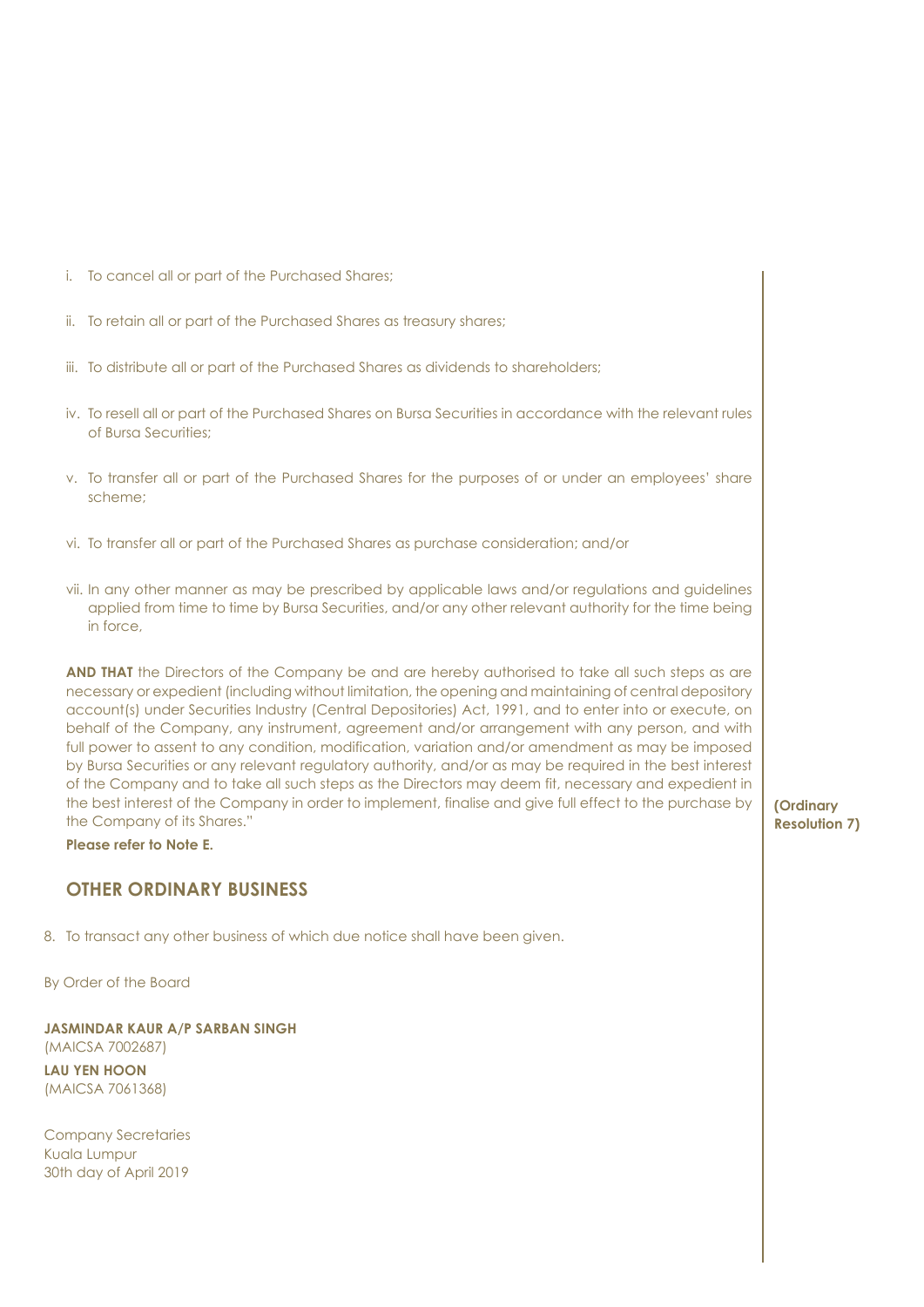i. To cancel all or part of the Purchased Shares;

ii. To retain all or part of the Purchased Shares as treasury shares;

iii. To distribute all or part of the Purchased Shares as dividends to shareholders;

iv. To resell all or part of the Purchased Shares on Bursa Securities in accordance with the relevant rules of Bursa Securities;

v. To transfer all or part of the Purchased Shares for the purposes of or under an employees' share scheme;

vi. To transfer all or part of the Purchased Shares as purchase consideration; and/or

vii. In any other manner as may be prescribed by applicable laws and/or regulations and guidelines applied from time to time by Bursa Securities, and/or any other relevant authority for the time being in force,

**AND THAT** the Directors of the Company be and are hereby authorised to take all such steps as are necessary or expedient (including without limitation, the opening and maintaining of central depository account(s) under Securities Industry (Central Depositories) Act, 1991, and to enter into or execute, on behalf of the Company, any instrument, agreement and/or arrangement with any person, and with full power to assent to any condition, modification, variation and/or amendment as may be imposed by Bursa Securities or any relevant regulatory authority, and/or as may be required in the best interest of the Company and to take all such steps as the Directors may deem fit, necessary and expedient in the best interest of the Company in order to implement, finalise and give full effect to the purchase by the Company of its Shares." **(Ordinary Resolution 7)**

**Please refer to Note E.**

## OTHER ORDINARY BUSINESS

8. To transact any other business of which due notice shall have been given.

By Order of the Board

**JASMINDAR KAUR A/P SARBAN SINGH**
(MAICSA 7002687)

**LAU YEN HOON**
(MAICSA 7061368)

Company Secretaries
Kuala Lumpur
30th day of April 2019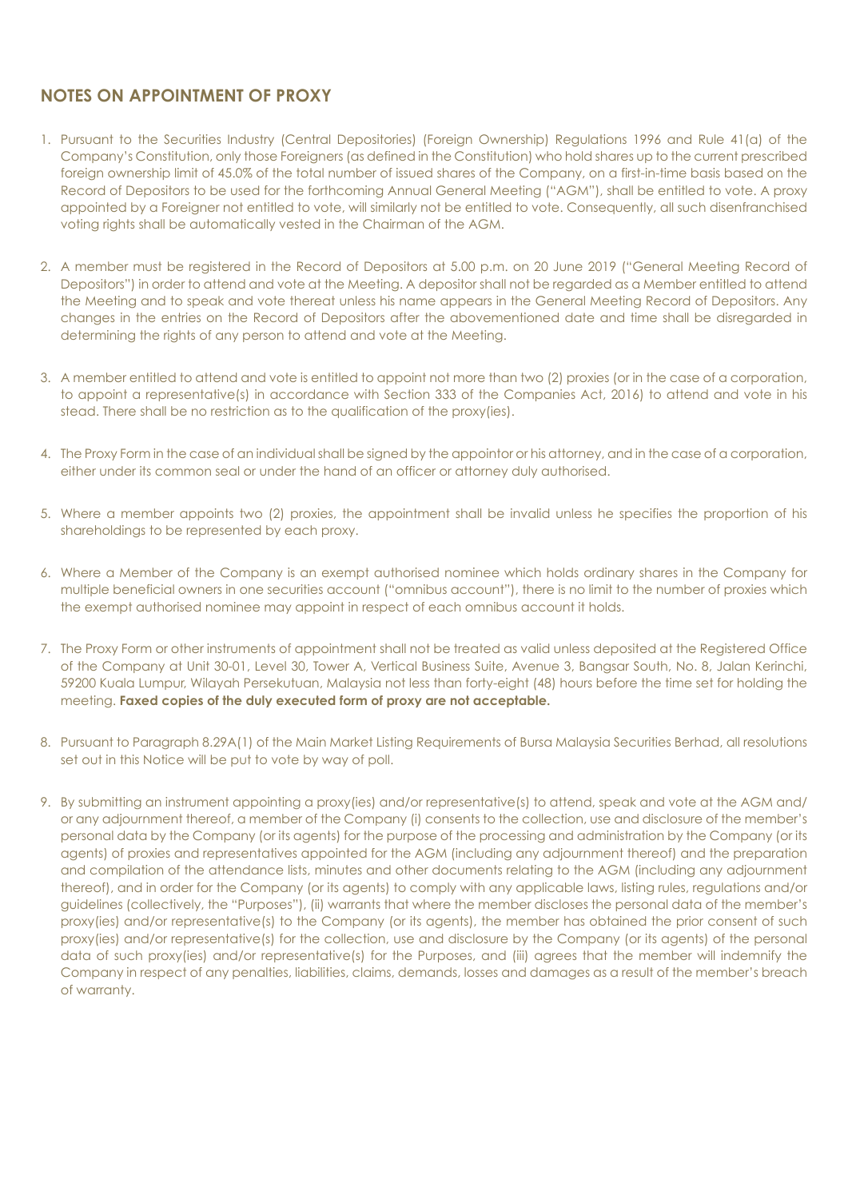## NOTES ON APPOINTMENT OF PROXY

1. Pursuant to the Securities Industry (Central Depositories) (Foreign Ownership) Regulations 1996 and Rule 41(a) of the Company's Constitution, only those Foreigners (as defined in the Constitution) who hold shares up to the current prescribed foreign ownership limit of 45.0% of the total number of issued shares of the Company, on a first-in-time basis based on the Record of Depositors to be used for the forthcoming Annual General Meeting ("AGM"), shall be entitled to vote. A proxy appointed by a Foreigner not entitled to vote, will similarly not be entitled to vote. Consequently, all such disenfranchised voting rights shall be automatically vested in the Chairman of the AGM.

2. A member must be registered in the Record of Depositors at 5.00 p.m. on 20 June 2019 ("General Meeting Record of Depositors") in order to attend and vote at the Meeting. A depositor shall not be regarded as a Member entitled to attend the Meeting and to speak and vote thereat unless his name appears in the General Meeting Record of Depositors. Any changes in the entries on the Record of Depositors after the abovementioned date and time shall be disregarded in determining the rights of any person to attend and vote at the Meeting.

3. A member entitled to attend and vote is entitled to appoint not more than two (2) proxies (or in the case of a corporation, to appoint a representative(s) in accordance with Section 333 of the Companies Act, 2016) to attend and vote in his stead. There shall be no restriction as to the qualification of the proxy(ies).

4. The Proxy Form in the case of an individual shall be signed by the appointor or his attorney, and in the case of a corporation, either under its common seal or under the hand of an officer or attorney duly authorised.

5. Where a member appoints two (2) proxies, the appointment shall be invalid unless he specifies the proportion of his shareholdings to be represented by each proxy.

6. Where a Member of the Company is an exempt authorised nominee which holds ordinary shares in the Company for multiple beneficial owners in one securities account ("omnibus account"), there is no limit to the number of proxies which the exempt authorised nominee may appoint in respect of each omnibus account it holds.

7. The Proxy Form or other instruments of appointment shall not be treated as valid unless deposited at the Registered Office of the Company at Unit 30-01, Level 30, Tower A, Vertical Business Suite, Avenue 3, Bangsar South, No. 8, Jalan Kerinchi, 59200 Kuala Lumpur, Wilayah Persekutuan, Malaysia not less than forty-eight (48) hours before the time set for holding the meeting. **Faxed copies of the duly executed form of proxy are not acceptable.**

8. Pursuant to Paragraph 8.29A(1) of the Main Market Listing Requirements of Bursa Malaysia Securities Berhad, all resolutions set out in this Notice will be put to vote by way of poll.

9. By submitting an instrument appointing a proxy(ies) and/or representative(s) to attend, speak and vote at the AGM and/ or any adjournment thereof, a member of the Company (i) consents to the collection, use and disclosure of the member's personal data by the Company (or its agents) for the purpose of the processing and administration by the Company (or its agents) of proxies and representatives appointed for the AGM (including any adjournment thereof) and the preparation and compilation of the attendance lists, minutes and other documents relating to the AGM (including any adjournment thereof), and in order for the Company (or its agents) to comply with any applicable laws, listing rules, regulations and/or guidelines (collectively, the "Purposes"), (ii) warrants that where the member discloses the personal data of the member's proxy(ies) and/or representative(s) to the Company (or its agents), the member has obtained the prior consent of such proxy(ies) and/or representative(s) for the collection, use and disclosure by the Company (or its agents) of the personal data of such proxy(ies) and/or representative(s) for the Purposes, and (iii) agrees that the member will indemnify the Company in respect of any penalties, liabilities, claims, demands, losses and damages as a result of the member's breach of warranty.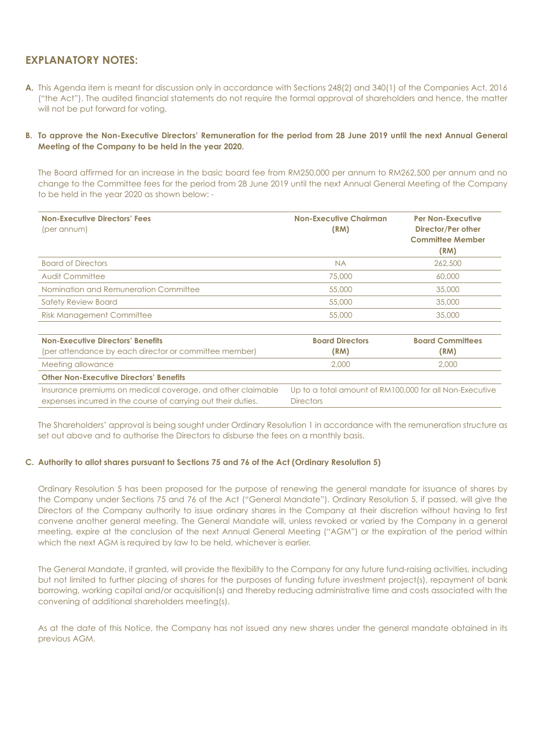## EXPLANATORY NOTES:

**A.** This Agenda item is meant for discussion only in accordance with Sections 248(2) and 340(1) of the Companies Act, 2016 ("the Act"). The audited financial statements do not require the formal approval of shareholders and hence, the matter will not be put forward for voting.

**B. To approve the Non-Executive Directors' Remuneration for the period from 28 June 2019 until the next Annual General Meeting of the Company to be held in the year 2020.**

The Board affirmed for an increase in the basic board fee from RM250,000 per annum to RM262,500 per annum and no change to the Committee fees for the period from 28 June 2019 until the next Annual General Meeting of the Company to be held in the year 2020 as shown below: -

| **Non-Executive Directors' Fees** (per annum) | **Non-Executive Chairman (RM)** | **Per Non-Executive Director/Per other Committee Member (RM)** |
|---|---|---|
| Board of Directors | NA | 262,500 |
| Audit Committee | 75,000 | 60,000 |
| Nomination and Remuneration Committee | 55,000 | 35,000 |
| Safety Review Board | 55,000 | 35,000 |
| Risk Management Committee | 55,000 | 35,000 |

| **Non-Executive Directors' Benefits** (per attendance by each director or committee member) | **Board Directors (RM)** | **Board Committees (RM)** |
|---|---|---|
| Meeting allowance | 2,000 | 2,000 |
| **Other Non-Executive Directors' Benefits** | | |
| Insurance premiums on medical coverage, and other claimable expenses incurred in the course of carrying out their duties. | Up to a total amount of RM100,000 for all Non-Executive Directors | |

The Shareholders' approval is being sought under Ordinary Resolution 1 in accordance with the remuneration structure as set out above and to authorise the Directors to disburse the fees on a monthly basis.

**C. Authority to allot shares pursuant to Sections 75 and 76 of the Act (Ordinary Resolution 5)**

Ordinary Resolution 5 has been proposed for the purpose of renewing the general mandate for issuance of shares by the Company under Sections 75 and 76 of the Act ("General Mandate"). Ordinary Resolution 5, if passed, will give the Directors of the Company authority to issue ordinary shares in the Company at their discretion without having to first convene another general meeting. The General Mandate will, unless revoked or varied by the Company in a general meeting, expire at the conclusion of the next Annual General Meeting ("AGM") or the expiration of the period within which the next AGM is required by law to be held, whichever is earlier.

The General Mandate, if granted, will provide the flexibility to the Company for any future fund-raising activities, including but not limited to further placing of shares for the purposes of funding future investment project(s), repayment of bank borrowing, working capital and/or acquisition(s) and thereby reducing administrative time and costs associated with the convening of additional shareholders meeting(s).

As at the date of this Notice, the Company has not issued any new shares under the general mandate obtained in its previous AGM.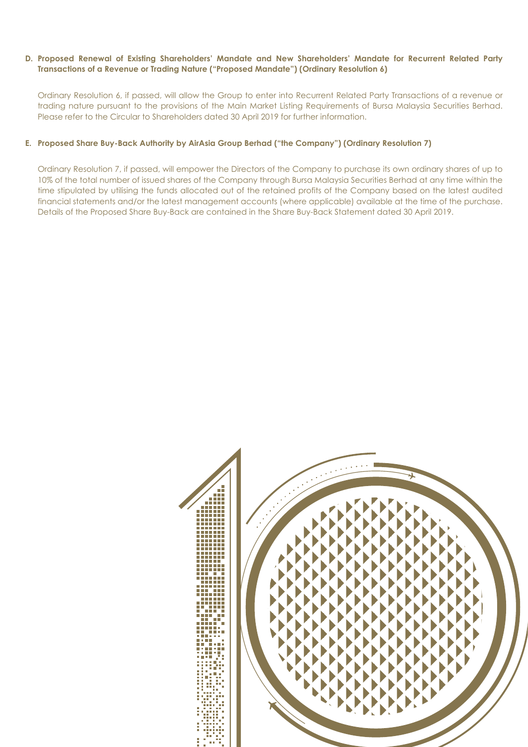**D. Proposed Renewal of Existing Shareholders' Mandate and New Shareholders' Mandate for Recurrent Related Party Transactions of a Revenue or Trading Nature ("Proposed Mandate") (Ordinary Resolution 6)**

Ordinary Resolution 6, if passed, will allow the Group to enter into Recurrent Related Party Transactions of a revenue or trading nature pursuant to the provisions of the Main Market Listing Requirements of Bursa Malaysia Securities Berhad. Please refer to the Circular to Shareholders dated 30 April 2019 for further information.

**E. Proposed Share Buy-Back Authority by AirAsia Group Berhad ("the Company") (Ordinary Resolution 7)**

Ordinary Resolution 7, if passed, will empower the Directors of the Company to purchase its own ordinary shares of up to 10% of the total number of issued shares of the Company through Bursa Malaysia Securities Berhad at any time within the time stipulated by utilising the funds allocated out of the retained profits of the Company based on the latest audited financial statements and/or the latest management accounts (where applicable) available at the time of the purchase. Details of the Proposed Share Buy-Back are contained in the Share Buy-Back Statement dated 30 April 2019.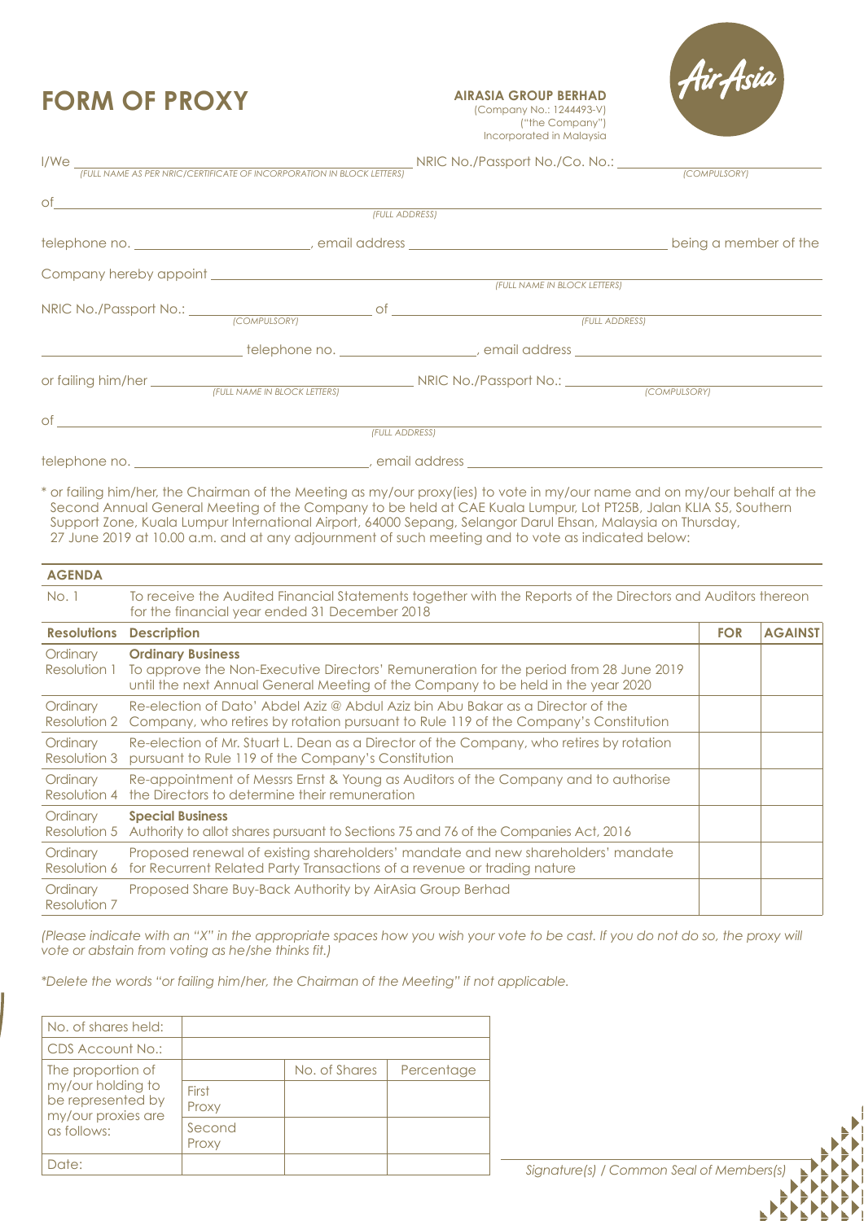# FORM OF PROXY

**AIRASIA GROUP BERHAD**
(Company No.: 1244493-V)
("the Company")
Incorporated in Malaysia

I/We ______________________________ NRIC No./Passport No./Co. No.: ______________________
*(FULL NAME AS PER NRIC/CERTIFICATE OF INCORPORATION IN BLOCK LETTERS)* *(COMPULSORY)*

of ____________________________________________________________
*(FULL ADDRESS)*

telephone no. ______________________, email address ______________________________ being a member of the

Company hereby appoint ____________________________________________________________
*(FULL NAME IN BLOCK LETTERS)*

NRIC No./Passport No.: ______________________ of ______________________________________
*(COMPULSORY)* *(FULL ADDRESS)*

______________________ telephone no. ____________________, email address ______________________

or failing him/her ______________________________ NRIC No./Passport No.: ______________________
*(FULL NAME IN BLOCK LETTERS)* *(COMPULSORY)*

of ____________________________________________________________
*(FULL ADDRESS)*

telephone no. ______________________________, email address ______________________________

\* or failing him/her, the Chairman of the Meeting as my/our proxy(ies) to vote in my/our name and on my/our behalf at the Second Annual General Meeting of the Company to be held at CAE Kuala Lumpur, Lot PT25B, Jalan KLIA S5, Southern Support Zone, Kuala Lumpur International Airport, 64000 Sepang, Selangor Darul Ehsan, Malaysia on Thursday, 27 June 2019 at 10.00 a.m. and at any adjournment of such meeting and to vote as indicated below:

**AGENDA**

| No. 1 | To receive the Audited Financial Statements together with the Reports of the Directors and Auditors thereon for the financial year ended 31 December 2018 | | |
|---|---|---|---|
| **Resolutions** | **Description** | **FOR** | **AGAINST** |
| Ordinary Resolution 1 | **Ordinary Business** To approve the Non-Executive Directors' Remuneration for the period from 28 June 2019 until the next Annual General Meeting of the Company to be held in the year 2020 | | |
| Ordinary Resolution 2 | Re-election of Dato' Abdel Aziz @ Abdul Aziz bin Abu Bakar as a Director of the Company, who retires by rotation pursuant to Rule 119 of the Company's Constitution | | |
| Ordinary Resolution 3 | Re-election of Mr. Stuart L. Dean as a Director of the Company, who retires by rotation pursuant to Rule 119 of the Company's Constitution | | |
| Ordinary Resolution 4 | Re-appointment of Messrs Ernst & Young as Auditors of the Company and to authorise the Directors to determine their remuneration | | |
| Ordinary Resolution 5 | **Special Business** Authority to allot shares pursuant to Sections 75 and 76 of the Companies Act, 2016 | | |
| Ordinary Resolution 6 | Proposed renewal of existing shareholders' mandate and new shareholders' mandate for Recurrent Related Party Transactions of a revenue or trading nature | | |
| Ordinary Resolution 7 | Proposed Share Buy-Back Authority by AirAsia Group Berhad | | |

*(Please indicate with an "X" in the appropriate spaces how you wish your vote to be cast. If you do not do so, the proxy will vote or abstain from voting as he/she thinks fit.)*

*\*Delete the words "or failing him/her, the Chairman of the Meeting" if not applicable.*

| No. of shares held: | | | |
|---|---|---|---|
| CDS Account No.: | | | |
| The proportion of my/our holding to be represented by my/our proxies are as follows: | | No. of Shares | Percentage |
| | First Proxy | | |
| | Second Proxy | | |
| Date: | | | |

______________________________
*Signature(s) / Common Seal of Members(s)*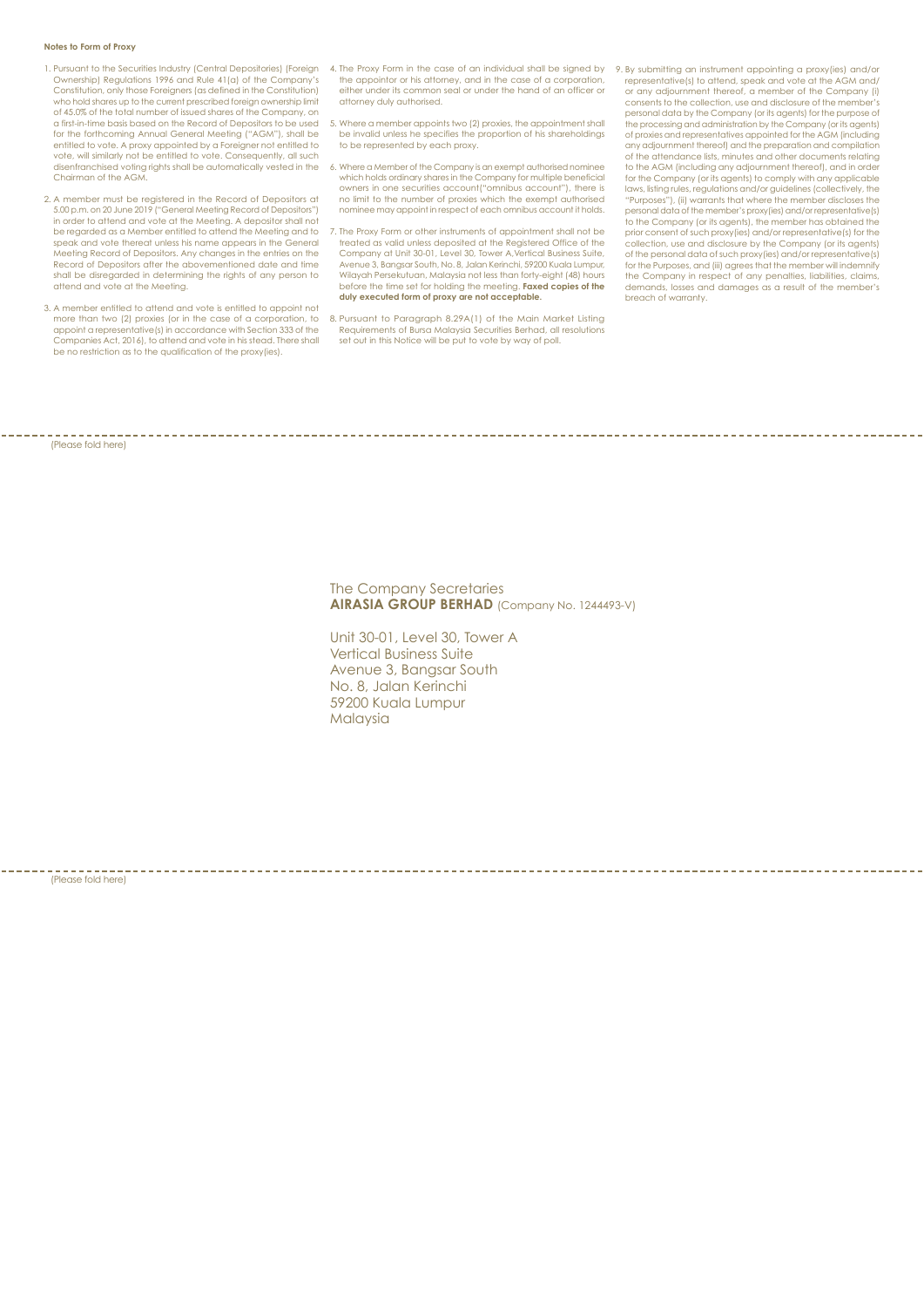**Notes to Form of Proxy**

1. Pursuant to the Securities Industry (Central Depositories) (Foreign Ownership) Regulations 1996 and Rule 41(a) of the Company's Constitution, only those Foreigners (as defined in the Constitution) who hold shares up to the current prescribed foreign ownership limit of 45.0% of the total number of issued shares of the Company, on a first-in-time basis based on the Record of Depositors to be used for the forthcoming Annual General Meeting ("AGM"), shall be entitled to vote. A proxy appointed by a Foreigner not entitled to vote, will similarly not be entitled to vote. Consequently, all such disenfranchised voting rights shall be automatically vested in the Chairman of the AGM.

2. A member must be registered in the Record of Depositors at 5.00 p.m. on 20 June 2019 ("General Meeting Record of Depositors") in order to attend and vote at the Meeting. A depositor shall not be regarded as a Member entitled to attend the Meeting and to speak and vote thereat unless his name appears in the General Meeting Record of Depositors. Any changes in the entries on the Record of Depositors after the abovementioned date and time shall be disregarded in determining the rights of any person to attend and vote at the Meeting.

3. A member entitled to attend and vote is entitled to appoint not more than two (2) proxies (or in the case of a corporation, to appoint a representative(s) in accordance with Section 333 of the Companies Act, 2016), to attend and vote in his stead. There shall be no restriction as to the qualification of the proxy(ies).

4. The Proxy Form in the case of an individual shall be signed by the appointor or his attorney, and in the case of a corporation, either under its common seal or under the hand of an officer or attorney duly authorised.

5. Where a member appoints two (2) proxies, the appointment shall be invalid unless he specifies the proportion of his shareholdings to be represented by each proxy.

6. Where a Member of the Company is an exempt authorised nominee which holds ordinary shares in the Company for multiple beneficial owners in one securities account("omnibus account"), there is no limit to the number of proxies which the exempt authorised nominee may appoint in respect of each omnibus account it holds.

7. The Proxy Form or other instruments of appointment shall not be treated as valid unless deposited at the Registered Office of the Company at Unit 30-01, Level 30, Tower A,Vertical Business Suite, Avenue 3, Bangsar South, No. 8, Jalan Kerinchi, 59200 Kuala Lumpur, Wilayah Persekutuan, Malaysia not less than forty-eight (48) hours before the time set for holding the meeting. **Faxed copies of the duly executed form of proxy are not acceptable.**

8. Pursuant to Paragraph 8.29A(1) of the Main Market Listing Requirements of Bursa Malaysia Securities Berhad, all resolutions set out in this Notice will be put to vote by way of poll.

9. By submitting an instrument appointing a proxy(ies) and/or representative(s) to attend, speak and vote at the AGM and/or any adjournment thereof, a member of the Company (i) consents to the collection, use and disclosure of the member's personal data by the Company (or its agents) for the purpose of the processing and administration by the Company (or its agents) of proxies and representatives appointed for the AGM (including any adjournment thereof) and the preparation and compilation of the attendance lists, minutes and other documents relating to the AGM (including any adjournment thereof), and in order for the Company (or its agents) to comply with any applicable laws, listing rules, regulations and/or guidelines (collectively, the "Purposes"), (ii) warrants that where the member discloses the personal data of the member's proxy(ies) and/or representative(s) to the Company (or its agents), the member has obtained the prior consent of such proxy(ies) and/or representative(s) for the collection, use and disclosure by the Company (or its agents) of the personal data of such proxy(ies) and/or representative(s) for the Purposes, and (iii) agrees that the member will indemnify the Company in respect of any penalties, liabilities, claims, demands, losses and damages as a result of the member's breach of warranty.

(Please fold here)

The Company Secretaries
**AIRASIA GROUP BERHAD** (Company No. 1244493-V)

Unit 30-01, Level 30, Tower A
Vertical Business Suite
Avenue 3, Bangsar South
No. 8, Jalan Kerinchi
59200 Kuala Lumpur
Malaysia

(Please fold here)